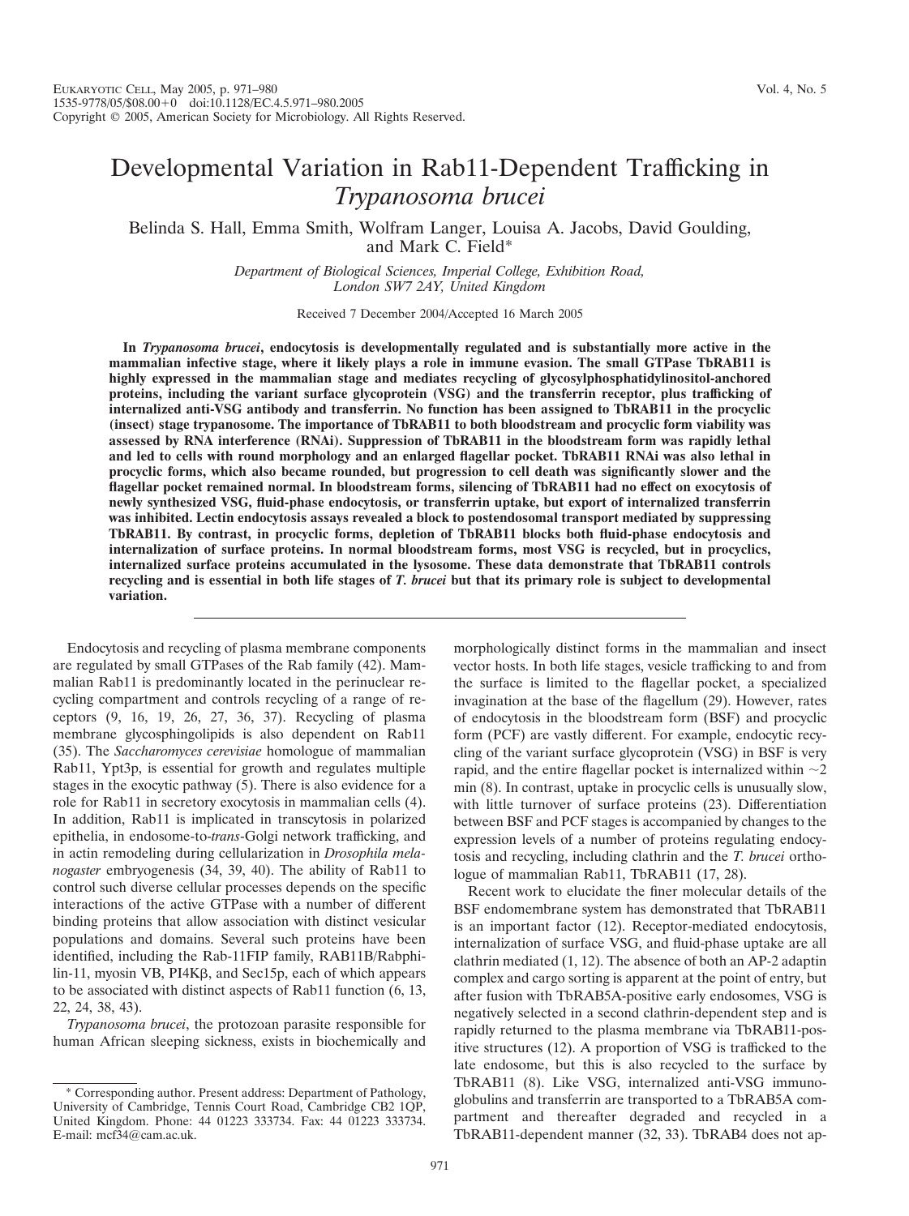# Developmental Variation in Rab11-Dependent Trafficking in *Trypanosoma brucei*

Belinda S. Hall, Emma Smith, Wolfram Langer, Louisa A. Jacobs, David Goulding, and Mark C. Field*

*Department of Biological Sciences, Imperial College, Exhibition Road, London SW7 2AY, United Kingdom*

Received 7 December 2004/Accepted 16 March 2005

**In *Trypanosoma brucei*, endocytosis is developmentally regulated and is substantially more active in the mammalian infective stage, where it likely plays a role in immune evasion. The small GTPase TbRAB11 is highly expressed in the mammalian stage and mediates recycling of glycosylphosphatidylinositol-anchored proteins, including the variant surface glycoprotein (VSG) and the transferrin receptor, plus trafficking of internalized anti-VSG antibody and transferrin. No function has been assigned to TbRAB11 in the procyclic (insect) stage trypanosome. The importance of TbRAB11 to both bloodstream and procyclic form viability was assessed by RNA interference (RNAi). Suppression of TbRAB11 in the bloodstream form was rapidly lethal and led to cells with round morphology and an enlarged flagellar pocket. TbRAB11 RNAi was also lethal in procyclic forms, which also became rounded, but progression to cell death was significantly slower and the flagellar pocket remained normal. In bloodstream forms, silencing of TbRAB11 had no effect on exocytosis of newly synthesized VSG, fluid-phase endocytosis, or transferrin uptake, but export of internalized transferrin was inhibited. Lectin endocytosis assays revealed a block to postendosomal transport mediated by suppressing TbRAB11. By contrast, in procyclic forms, depletion of TbRAB11 blocks both fluid-phase endocytosis and internalization of surface proteins. In normal bloodstream forms, most VSG is recycled, but in procyclics, internalized surface proteins accumulated in the lysosome. These data demonstrate that TbRAB11 controls recycling and is essential in both life stages of *T. brucei* but that its primary role is subject to developmental variation.**

Endocytosis and recycling of plasma membrane components are regulated by small GTPases of the Rab family (42). Mammalian Rab11 is predominantly located in the perinuclear recycling compartment and controls recycling of a range of receptors (9, 16, 19, 26, 27, 36, 37). Recycling of plasma membrane glycosphingolipids is also dependent on Rab11 (35). The *Saccharomyces cerevisiae* homologue of mammalian Rab11, Ypt3p, is essential for growth and regulates multiple stages in the exocytic pathway (5). There is also evidence for a role for Rab11 in secretory exocytosis in mammalian cells (4). In addition, Rab11 is implicated in transcytosis in polarized epithelia, in endosome-to-*trans*-Golgi network trafficking, and in actin remodeling during cellularization in *Drosophila melanogaster* embryogenesis (34, 39, 40). The ability of Rab11 to control such diverse cellular processes depends on the specific interactions of the active GTPase with a number of different binding proteins that allow association with distinct vesicular populations and domains. Several such proteins have been identified, including the Rab-11FIP family, RAB11B/Rabphilin-11, myosin VB, PI4Kβ, and Sec15p, each of which appears to be associated with distinct aspects of Rab11 function (6, 13, 22, 24, 38, 43).

*Trypanosoma brucei*, the protozoan parasite responsible for human African sleeping sickness, exists in biochemically and morphologically distinct forms in the mammalian and insect vector hosts. In both life stages, vesicle trafficking to and from the surface is limited to the flagellar pocket, a specialized invagination at the base of the flagellum (29). However, rates of endocytosis in the bloodstream form (BSF) and procyclic form (PCF) are vastly different. For example, endocytic recycling of the variant surface glycoprotein (VSG) in BSF is very rapid, and the entire flagellar pocket is internalized within ~2 min (8). In contrast, uptake in procyclic cells is unusually slow, with little turnover of surface proteins (23). Differentiation between BSF and PCF stages is accompanied by changes to the expression levels of a number of proteins regulating endocytosis and recycling, including clathrin and the *T. brucei* orthologue of mammalian Rab11, TbRAB11 (17, 28).

Recent work to elucidate the finer molecular details of the BSF endomembrane system has demonstrated that TbRAB11 is an important factor (12). Receptor-mediated endocytosis, internalization of surface VSG, and fluid-phase uptake are all clathrin mediated (1, 12). The absence of both an AP-2 adaptin complex and cargo sorting is apparent at the point of entry, but after fusion with TbRAB5A-positive early endosomes, VSG is negatively selected in a second clathrin-dependent step and is rapidly returned to the plasma membrane via TbRAB11-positive structures (12). A proportion of VSG is trafficked to the late endosome, but this is also recycled to the surface by TbRAB11 (8). Like VSG, internalized anti-VSG immunoglobulins and transferrin are transported to a TbRAB5A compartment and thereafter degraded and recycled in a TbRAB11-dependent manner (32, 33). TbRAB4 does not ap-

\* Corresponding author. Present address: Department of Pathology, University of Cambridge, Tennis Court Road, Cambridge CB2 1QP, United Kingdom. Phone: 44 01223 333734. Fax: 44 01223 333734. E-mail: mcf34@cam.ac.uk.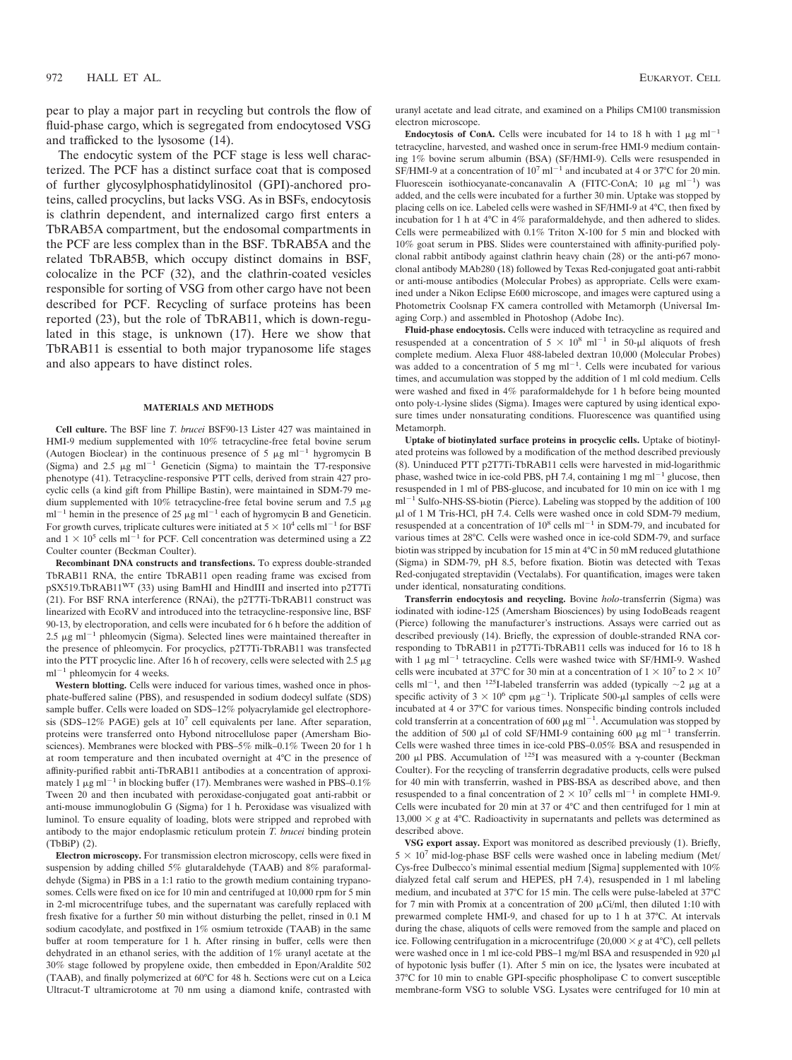pear to play a major part in recycling but controls the flow of fluid-phase cargo, which is segregated from endocytosed VSG and trafficked to the lysosome (14).

The endocytic system of the PCF stage is less well characterized. The PCF has a distinct surface coat that is composed of further glycosylphosphatidylinositol (GPI)-anchored proteins, called procyclins, but lacks VSG. As in BSFs, endocytosis is clathrin dependent, and internalized cargo first enters a TbRAB5A compartment, but the endosomal compartments in the PCF are less complex than in the BSF. TbRAB5A and the related TbRAB5B, which occupy distinct domains in BSF, colocalize in the PCF (32), and the clathrin-coated vesicles responsible for sorting of VSG from other cargo have not been described for PCF. Recycling of surface proteins has been reported (23), but the role of TbRAB11, which is down-regulated in this stage, is unknown (17). Here we show that TbRAB11 is essential to both major trypanosome life stages and also appears to have distinct roles.

## MATERIALS AND METHODS

**Cell culture.** The BSF line *T. brucei* BSF90-13 Lister 427 was maintained in HMI-9 medium supplemented with 10% tetracycline-free fetal bovine serum (Autogen Bioclear) in the continuous presence of 5 μg ml$^{-1}$ hygromycin B (Sigma) and 2.5 μg ml$^{-1}$ Geneticin (Sigma) to maintain the T7-responsive phenotype (41). Tetracycline-responsive PTT cells, derived from strain 427 procyclic cells (a kind gift from Phillipe Bastin), were maintained in SDM-79 medium supplemented with 10% tetracycline-free fetal bovine serum and 7.5 μg ml$^{-1}$ hemin in the presence of 25 μg ml$^{-1}$ each of hygromycin B and Geneticin. For growth curves, triplicate cultures were initiated at $5 \times 10^4$ cells ml$^{-1}$ for BSF and $1 \times 10^5$ cells ml$^{-1}$ for PCF. Cell concentration was determined using a Z2 Coulter counter (Beckman Coulter).

**Recombinant DNA constructs and transfections.** To express double-stranded TbRAB11 RNA, the entire TbRAB11 open reading frame was excised from pSX519.TbRAB11$^{WT}$ (33) using BamHI and HindIII and inserted into p2T7Ti (21). For BSF RNA interference (RNAi), the p2T7Ti-TbRAB11 construct was linearized with EcoRV and introduced into the tetracycline-responsive line, BSF 90-13, by electroporation, and cells were incubated for 6 h before the addition of 2.5 μg ml$^{-1}$ phleomycin (Sigma). Selected lines were maintained thereafter in the presence of phleomycin. For procyclics, p2T7Ti-TbRAB11 was transfected into the PTT procyclic line. After 16 h of recovery, cells were selected with 2.5 μg ml$^{-1}$ phleomycin for 4 weeks.

**Western blotting.** Cells were induced for various times, washed once in phosphate-buffered saline (PBS), and resuspended in sodium dodecyl sulfate (SDS) sample buffer. Cells were loaded on SDS–12% polyacrylamide gel electrophoresis (SDS–12% PAGE) gels at $10^7$ cell equivalents per lane. After separation, proteins were transferred onto Hybond nitrocellulose paper (Amersham Biosciences). Membranes were blocked with PBS–5% milk–0.1% Tween 20 for 1 h at room temperature and then incubated overnight at 4°C in the presence of affinity-purified rabbit anti-TbRAB11 antibodies at a concentration of approximately 1 μg ml$^{-1}$ in blocking buffer (17). Membranes were washed in PBS–0.1% Tween 20 and then incubated with peroxidase-conjugated goat anti-rabbit or anti-mouse immunoglobulin G (Sigma) for 1 h. Peroxidase was visualized with luminol. To ensure equality of loading, blots were stripped and reprobed with antibody to the major endoplasmic reticulum protein *T. brucei* binding protein (TbBiP) (2).

**Electron microscopy.** For transmission electron microscopy, cells were fixed in suspension by adding chilled 5% glutaraldehyde (TAAB) and 8% paraformaldehyde (Sigma) in PBS in a 1:1 ratio to the growth medium containing trypanosomes. Cells were fixed on ice for 10 min and centrifuged at 10,000 rpm for 5 min in 2-ml microcentrifuge tubes, and the supernatant was carefully replaced with fresh fixative for a further 50 min without disturbing the pellet, rinsed in 0.1 M sodium cacodylate, and postfixed in 1% osmium tetroxide (TAAB) in the same buffer at room temperature for 1 h. After rinsing in buffer, cells were then dehydrated in an ethanol series, with the addition of 1% uranyl acetate at the 30% stage followed by propylene oxide, then embedded in Epon/Araldite 502 (TAAB), and finally polymerized at 60°C for 48 h. Sections were cut on a Leica Ultracut-T ultramicrotome at 70 nm using a diamond knife, contrasted with uranyl acetate and lead citrate, and examined on a Philips CM100 transmission electron microscope.

**Endocytosis of ConA.** Cells were incubated for 14 to 18 h with 1 μg ml$^{-1}$ tetracycline, harvested, and washed once in serum-free HMI-9 medium containing 1% bovine serum albumin (BSA) (SF/HMI-9). Cells were resuspended in SF/HMI-9 at a concentration of $10^7$ ml$^{-1}$ and incubated at 4 or 37°C for 20 min. Fluorescein isothiocyanate-concanavalin A (FITC-ConA; 10 μg ml$^{-1}$) was added, and the cells were incubated for a further 30 min. Uptake was stopped by placing cells on ice. Labeled cells were washed in SF/HMI-9 at 4°C, then fixed by incubation for 1 h at 4°C in 4% paraformaldehyde, and then adhered to slides. Cells were permeabilized with 0.1% Triton X-100 for 5 min and blocked with 10% goat serum in PBS. Slides were counterstained with affinity-purified polyclonal rabbit antibody against clathrin heavy chain (28) or the anti-p67 monoclonal antibody MAb280 (18) followed by Texas Red-conjugated goat anti-rabbit or anti-mouse antibodies (Molecular Probes) as appropriate. Cells were examined under a Nikon Eclipse E600 microscope, and images were captured using a Photometrix Coolsnap FX camera controlled with Metamorph (Universal Imaging Corp.) and assembled in Photoshop (Adobe Inc).

**Fluid-phase endocytosis.** Cells were induced with tetracycline as required and resuspended at a concentration of $5 \times 10^8$ ml$^{-1}$ in 50-μl aliquots of fresh complete medium. Alexa Fluor 488-labeled dextran 10,000 (Molecular Probes) was added to a concentration of 5 mg ml$^{-1}$. Cells were incubated for various times, and accumulation was stopped by the addition of 1 ml cold medium. Cells were washed and fixed in 4% paraformaldehyde for 1 h before being mounted onto poly-L-lysine slides (Sigma). Images were captured by using identical exposure times under nonsaturating conditions. Fluorescence was quantified using Metamorph.

**Uptake of biotinylated surface proteins in procyclic cells.** Uptake of biotinylated proteins was followed by a modification of the method described previously (8). Uninduced PTT p2T7Ti-TbRAB11 cells were harvested in mid-logarithmic phase, washed twice in ice-cold PBS, pH 7.4, containing 1 mg ml$^{-1}$ glucose, then resuspended in 1 ml of PBS-glucose, and incubated for 10 min on ice with 1 mg ml$^{-1}$ Sulfo-NHS-SS-biotin (Pierce). Labeling was stopped by the addition of 100 μl of 1 M Tris-HCl, pH 7.4. Cells were washed once in cold SDM-79 medium, resuspended at a concentration of $10^8$ cells ml$^{-1}$ in SDM-79, and incubated for various times at 28°C. Cells were washed once in ice-cold SDM-79, and surface biotin was stripped by incubation for 15 min at 4°C in 50 mM reduced glutathione (Sigma) in SDM-79, pH 8.5, before fixation. Biotin was detected with Texas Red-conjugated streptavidin (Vectalabs). For quantification, images were taken under identical, nonsaturating conditions.

**Transferrin endocytosis and recycling.** Bovine *holo*-transferrin (Sigma) was iodinated with iodine-125 (Amersham Biosciences) by using IodoBeads reagent (Pierce) following the manufacturer's instructions. Assays were carried out as described previously (14). Briefly, the expression of double-stranded RNA corresponding to TbRAB11 in p2T7Ti-TbRAB11 cells was induced for 16 to 18 h with 1 μg ml$^{-1}$ tetracycline. Cells were washed twice with SF/HMI-9. Washed cells were incubated at 37°C for 30 min at a concentration of $1 \times 10^7$ to $2 \times 10^7$ cells ml$^{-1}$, and then $^{125}$I-labeled transferrin was added (typically ~2 μg at a specific activity of $3 \times 10^6$ cpm μg$^{-1}$). Triplicate 500-μl samples of cells were incubated at 4 or 37°C for various times. Nonspecific binding controls included cold transferrin at a concentration of 600 μg ml$^{-1}$. Accumulation was stopped by the addition of 500 μl of cold SF/HMI-9 containing 600 μg ml$^{-1}$ transferrin. Cells were washed three times in ice-cold PBS–0.05% BSA and resuspended in 200 μl PBS. Accumulation of $^{125}$I was measured with a γ-counter (Beckman Coulter). For the recycling of transferrin degradative products, cells were pulsed for 40 min with transferrin, washed in PBS-BSA as described above, and then resuspended to a final concentration of $2 \times 10^7$ cells ml$^{-1}$ in complete HMI-9. Cells were incubated for 20 min at 37 or 4°C and then centrifuged for 1 min at $13,000 \times g$ at 4°C. Radioactivity in supernatants and pellets was determined as described above.

**VSG export assay.** Export was monitored as described previously (1). Briefly, $5 \times 10^7$ mid-log-phase BSF cells were washed once in labeling medium (Met/Cys-free Dulbecco's minimal essential medium [Sigma] supplemented with 10% dialyzed fetal calf serum and HEPES, pH 7.4), resuspended in 1 ml labeling medium, and incubated at 37°C for 15 min. The cells were pulse-labeled at 37°C for 7 min with Promix at a concentration of 200 μCi/ml, then diluted 1:10 with prewarmed complete HMI-9, and chased for up to 1 h at 37°C. At intervals during the chase, aliquots of cells were removed from the sample and placed on ice. Following centrifugation in a microcentrifuge ($20,000 \times g$ at 4°C), cell pellets were washed once in 1 ml ice-cold PBS–1 mg/ml BSA and resuspended in 920 μl of hypotonic lysis buffer (1). After 5 min on ice, the lysates were incubated at 37°C for 10 min to enable GPI-specific phospholipase C to convert susceptible membrane-form VSG to soluble VSG. Lysates were centrifuged for 10 min at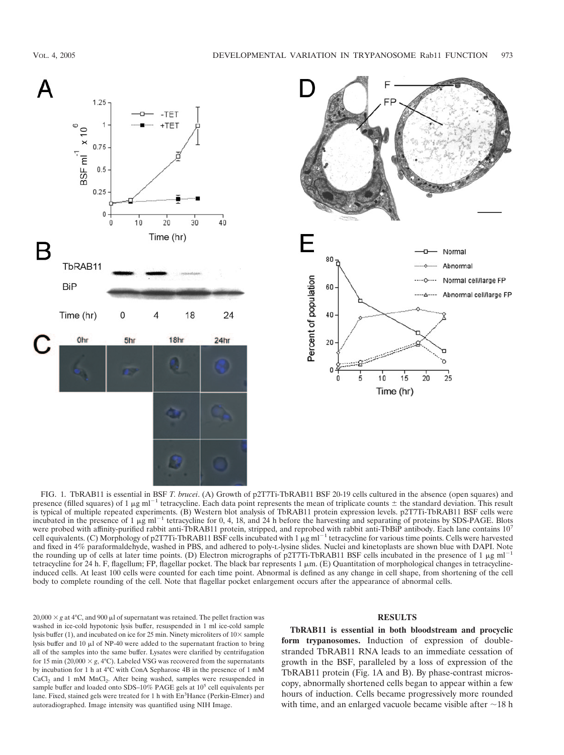FIG. 1. TbRAB11 is essential in BSF *T. brucei*. (A) Growth of p2T7Ti-TbRAB11 BSF 20-19 cells cultured in the absence (open squares) and presence (filled squares) of 1 μg ml$^{-1}$ tetracycline. Each data point represents the mean of triplicate counts ± the standard deviation. This result is typical of multiple repeated experiments. (B) Western blot analysis of TbRAB11 protein expression levels. p2T7Ti-TbRAB11 BSF cells were incubated in the presence of 1 μg ml$^{-1}$ tetracycline for 0, 4, 18, and 24 h before the harvesting and separating of proteins by SDS-PAGE. Blots were probed with affinity-purified rabbit anti-TbRAB11 protein, stripped, and reprobed with rabbit anti-TbBiP antibody. Each lane contains $10^7$ cell equivalents. (C) Morphology of p2T7Ti-TbRAB11 BSF cells incubated with 1 μg ml$^{-1}$ tetracycline for various time points. Cells were harvested and fixed in 4% paraformaldehyde, washed in PBS, and adhered to poly-L-lysine slides. Nuclei and kinetoplasts are shown blue with DAPI. Note the rounding up of cells at later time points. (D) Electron micrographs of p2T7Ti-TbRAB11 BSF cells incubated in the presence of 1 μg ml$^{-1}$ tetracycline for 24 h. F, flagellum; FP, flagellar pocket. The black bar represents 1 μm. (E) Quantitation of morphological changes in tetracycline-induced cells. At least 100 cells were counted for each time point. Abnormal is defined as any change in cell shape, from shortening of the cell body to complete rounding of the cell. Note that flagellar pocket enlargement occurs after the appearance of abnormal cells.

20,000 × *g* at 4°C, and 900 μl of supernatant was retained. The pellet fraction was washed in ice-cold hypotonic lysis buffer, resuspended in 1 ml ice-cold sample lysis buffer (1), and incubated on ice for 25 min. Ninety microliters of 10× sample lysis buffer and 10 μl of NP-40 were added to the supernatant fraction to bring all of the samples into the same buffer. Lysates were clarified by centrifugation for 15 min (20,000 × *g*, 4°C). Labeled VSG was recovered from the supernatants by incubation for 1 h at 4°C with ConA Sepharose 4B in the presence of 1 mM $CaCl_2$ and 1 mM $MnCl_2$. After being washed, samples were resuspended in sample buffer and loaded onto SDS–10% PAGE gels at $10^5$ cell equivalents per lane. Fixed, stained gels were treated for 1 h with En$^3$Hance (Perkin-Elmer) and autoradiographed. Image intensity was quantified using NIH Image.

## RESULTS

**TbRAB11 is essential in both bloodstream and procyclic form trypanosomes.** Induction of expression of double-stranded TbRAB11 RNA leads to an immediate cessation of growth in the BSF, paralleled by a loss of expression of the TbRAB11 protein (Fig. 1A and B). By phase-contrast microscopy, abnormally shortened cells began to appear within a few hours of induction. Cells became progressively more rounded with time, and an enlarged vacuole became visible after ~18 h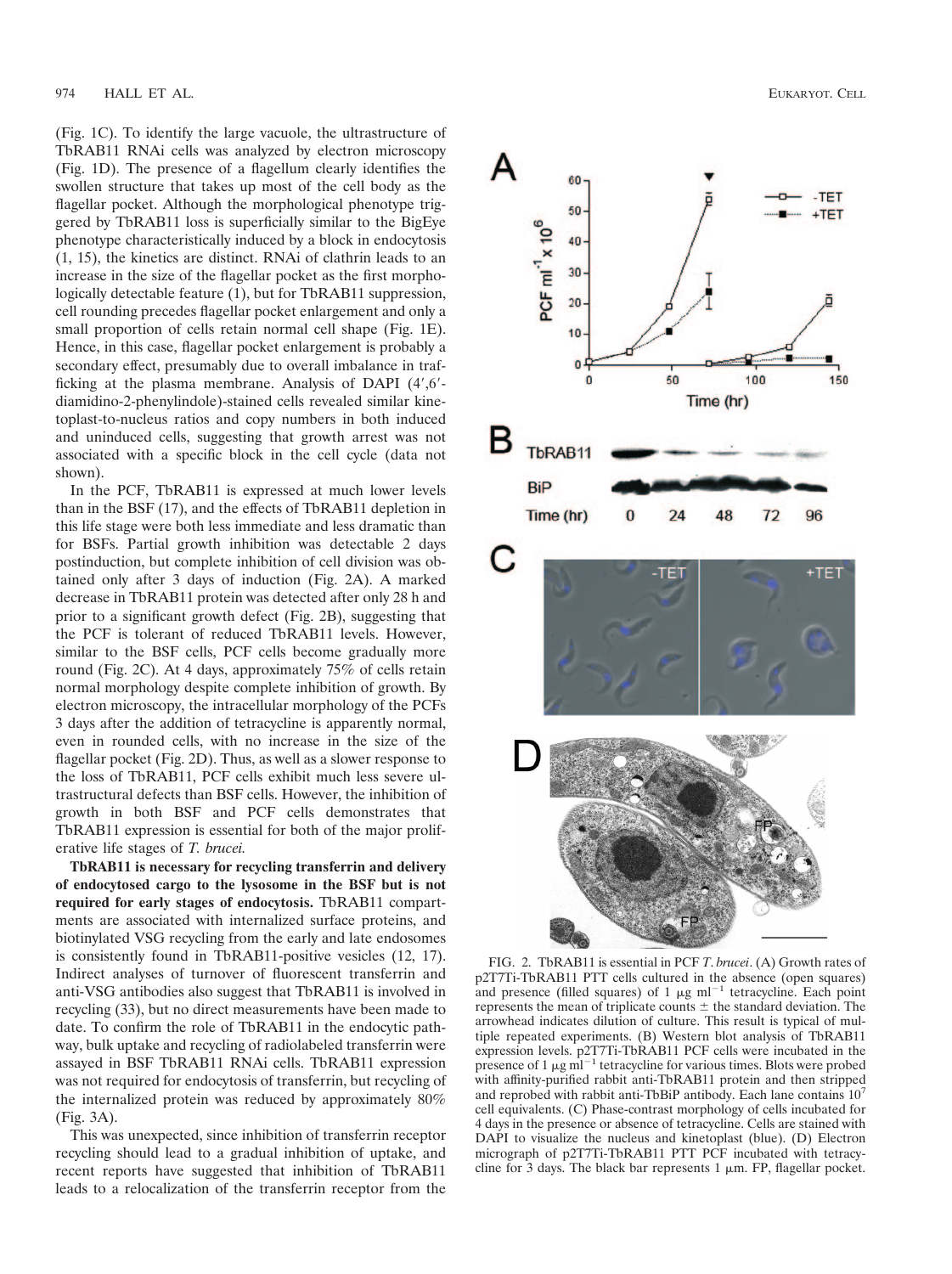(Fig. 1C). To identify the large vacuole, the ultrastructure of TbRAB11 RNAi cells was analyzed by electron microscopy (Fig. 1D). The presence of a flagellum clearly identifies the swollen structure that takes up most of the cell body as the flagellar pocket. Although the morphological phenotype triggered by TbRAB11 loss is superficially similar to the BigEye phenotype characteristically induced by a block in endocytosis (1, 15), the kinetics are distinct. RNAi of clathrin leads to an increase in the size of the flagellar pocket as the first morphologically detectable feature (1), but for TbRAB11 suppression, cell rounding precedes flagellar pocket enlargement and only a small proportion of cells retain normal cell shape (Fig. 1E). Hence, in this case, flagellar pocket enlargement is probably a secondary effect, presumably due to overall imbalance in trafficking at the plasma membrane. Analysis of DAPI (4′,6′-diamidino-2-phenylindole)-stained cells revealed similar kinetoplast-to-nucleus ratios and copy numbers in both induced and uninduced cells, suggesting that growth arrest was not associated with a specific block in the cell cycle (data not shown).

In the PCF, TbRAB11 is expressed at much lower levels than in the BSF (17), and the effects of TbRAB11 depletion in this life stage were both less immediate and less dramatic than for BSFs. Partial growth inhibition was detectable 2 days postinduction, but complete inhibition of cell division was obtained only after 3 days of induction (Fig. 2A). A marked decrease in TbRAB11 protein was detected after only 28 h and prior to a significant growth defect (Fig. 2B), suggesting that the PCF is tolerant of reduced TbRAB11 levels. However, similar to the BSF cells, PCF cells become gradually more round (Fig. 2C). At 4 days, approximately 75% of cells retain normal morphology despite complete inhibition of growth. By electron microscopy, the intracellular morphology of the PCFs 3 days after the addition of tetracycline is apparently normal, even in rounded cells, with no increase in the size of the flagellar pocket (Fig. 2D). Thus, as well as a slower response to the loss of TbRAB11, PCF cells exhibit much less severe ultrastructural defects than BSF cells. However, the inhibition of growth in both BSF and PCF cells demonstrates that TbRAB11 expression is essential for both of the major proliferative life stages of *T. brucei.*

**TbRAB11 is necessary for recycling transferrin and delivery of endocytosed cargo to the lysosome in the BSF but is not required for early stages of endocytosis.** TbRAB11 compartments are associated with internalized surface proteins, and biotinylated VSG recycling from the early and late endosomes is consistently found in TbRAB11-positive vesicles (12, 17). Indirect analyses of turnover of fluorescent transferrin and anti-VSG antibodies also suggest that TbRAB11 is involved in recycling (33), but no direct measurements have been made to date. To confirm the role of TbRAB11 in the endocytic pathway, bulk uptake and recycling of radiolabeled transferrin were assayed in BSF TbRAB11 RNAi cells. TbRAB11 expression was not required for endocytosis of transferrin, but recycling of the internalized protein was reduced by approximately 80% (Fig. 3A).

This was unexpected, since inhibition of transferrin receptor recycling should lead to a gradual inhibition of uptake, and recent reports have suggested that inhibition of TbRAB11 leads to a relocalization of the transferrin receptor from the

FIG. 2. TbRAB11 is essential in PCF *T. brucei*. (A) Growth rates of p2T7Ti-TbRAB11 PTT cells cultured in the absence (open squares) and presence (filled squares) of 1 $\mu$g ml$^{-1}$ tetracycline. Each point represents the mean of triplicate counts ± the standard deviation. The arrowhead indicates dilution of culture. This result is typical of multiple repeated experiments. (B) Western blot analysis of TbRAB11 expression levels. p2T7Ti-TbRAB11 PCF cells were incubated in the presence of 1 $\mu$g ml$^{-1}$ tetracycline for various times. Blots were probed with affinity-purified rabbit anti-TbRAB11 protein and then stripped and reprobed with rabbit anti-TbBiP antibody. Each lane contains $10^7$ cell equivalents. (C) Phase-contrast morphology of cells incubated for 4 days in the presence or absence of tetracycline. Cells are stained with DAPI to visualize the nucleus and kinetoplast (blue). (D) Electron micrograph of p2T7Ti-TbRAB11 PTT PCF incubated with tetracycline for 3 days. The black bar represents 1 $\mu$m. FP, flagellar pocket.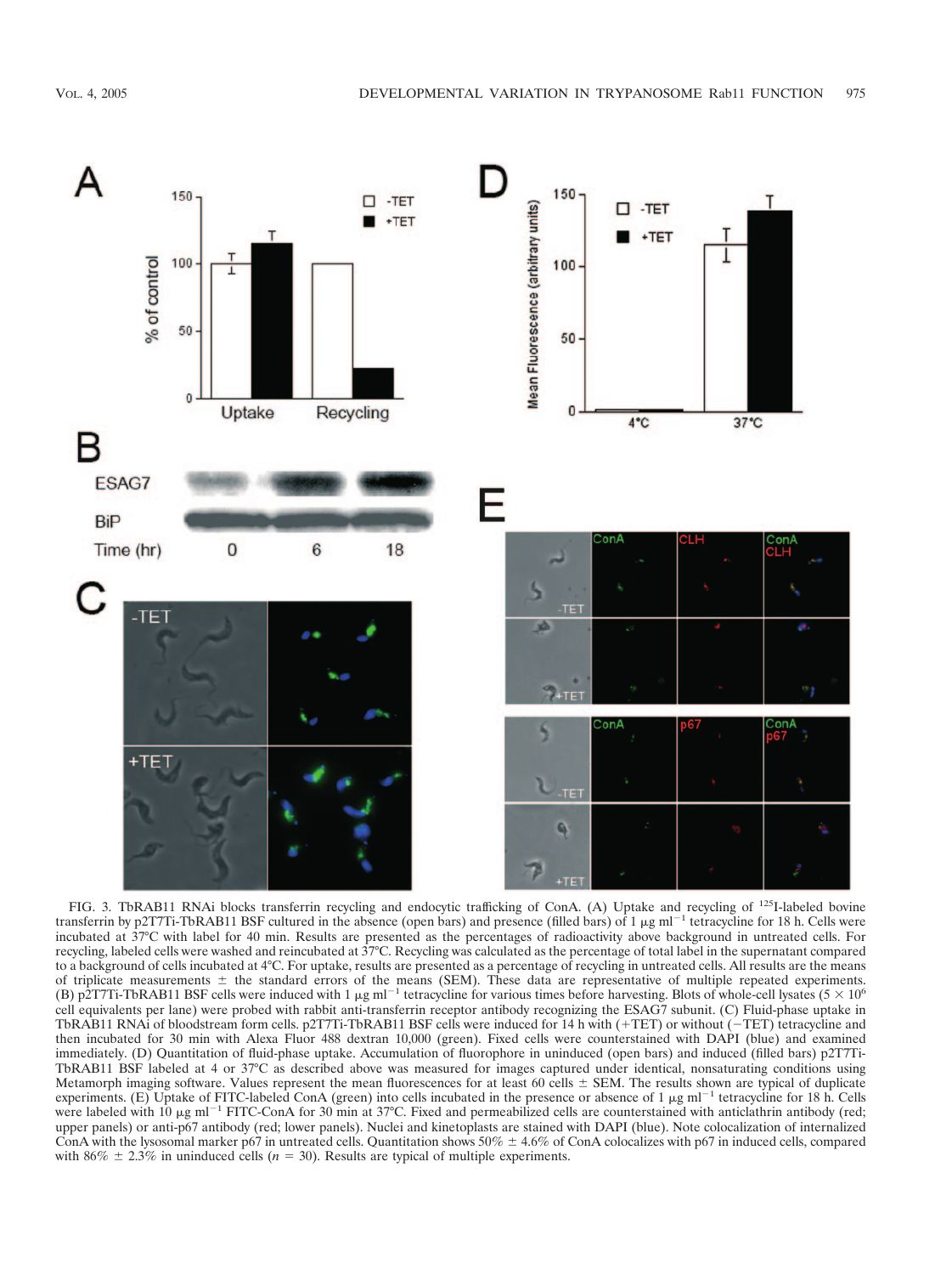FIG. 3. TbRAB11 RNAi blocks transferrin recycling and endocytic trafficking of ConA. (A) Uptake and recycling of $^{125}$I-labeled bovine transferrin by p2T7Ti-TbRAB11 BSF cultured in the absence (open bars) and presence (filled bars) of 1 μg ml$^{-1}$ tetracycline for 18 h. Cells were incubated at 37°C with label for 40 min. Results are presented as the percentages of radioactivity above background in untreated cells. For recycling, labeled cells were washed and reincubated at 37°C. Recycling was calculated as the percentage of total label in the supernatant compared to a background of cells incubated at 4°C. For uptake, results are presented as a percentage of recycling in untreated cells. All results are the means of triplicate measurements ± the standard errors of the means (SEM). These data are representative of multiple repeated experiments. (B) p2T7Ti-TbRAB11 BSF cells were induced with 1 μg ml$^{-1}$ tetracycline for various times before harvesting. Blots of whole-cell lysates ($5 \times 10^6$ cell equivalents per lane) were probed with rabbit anti-transferrin receptor antibody recognizing the ESAG7 subunit. (C) Fluid-phase uptake in TbRAB11 RNAi of bloodstream form cells. p2T7Ti-TbRAB11 BSF cells were induced for 14 h with (+TET) or without (−TET) tetracycline and then incubated for 30 min with Alexa Fluor 488 dextran 10,000 (green). Fixed cells were counterstained with DAPI (blue) and examined immediately. (D) Quantitation of fluid-phase uptake. Accumulation of fluorophore in uninduced (open bars) and induced (filled bars) p2T7Ti-TbRAB11 BSF labeled at 4 or 37°C as described above was measured for images captured under identical, nonsaturating conditions using Metamorph imaging software. Values represent the mean fluorescences for at least 60 cells ± SEM. The results shown are typical of duplicate experiments. (E) Uptake of FITC-labeled ConA (green) into cells incubated in the presence or absence of 1 μg ml$^{-1}$ tetracycline for 18 h. Cells were labeled with 10 μg ml$^{-1}$ FITC-ConA for 30 min at 37°C. Fixed and permeabilized cells are counterstained with anticlathrin antibody (red; upper panels) or anti-p67 antibody (red; lower panels). Nuclei and kinetoplasts are stained with DAPI (blue). Note colocalization of internalized ConA with the lysosomal marker p67 in untreated cells. Quantitation shows 50% ± 4.6% of ConA colocalizes with p67 in induced cells, compared with 86% ± 2.3% in uninduced cells ($n$ = 30). Results are typical of multiple experiments.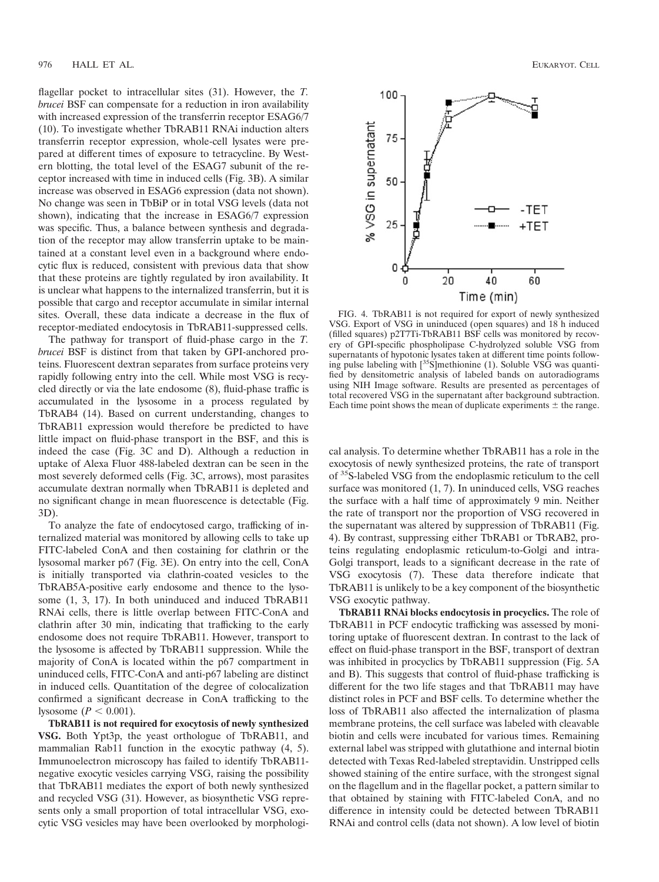flagellar pocket to intracellular sites (31). However, the *T. brucei* BSF can compensate for a reduction in iron availability with increased expression of the transferrin receptor ESAG6/7 (10). To investigate whether TbRAB11 RNAi induction alters transferrin receptor expression, whole-cell lysates were prepared at different times of exposure to tetracycline. By Western blotting, the total level of the ESAG7 subunit of the receptor increased with time in induced cells (Fig. 3B). A similar increase was observed in ESAG6 expression (data not shown). No change was seen in TbBiP or in total VSG levels (data not shown), indicating that the increase in ESAG6/7 expression was specific. Thus, a balance between synthesis and degradation of the receptor may allow transferrin uptake to be maintained at a constant level even in a background where endocytic flux is reduced, consistent with previous data that show that these proteins are tightly regulated by iron availability. It is unclear what happens to the internalized transferrin, but it is possible that cargo and receptor accumulate in similar internal sites. Overall, these data indicate a decrease in the flux of receptor-mediated endocytosis in TbRAB11-suppressed cells.

The pathway for transport of fluid-phase cargo in the *T. brucei* BSF is distinct from that taken by GPI-anchored proteins. Fluorescent dextran separates from surface proteins very rapidly following entry into the cell. While most VSG is recycled directly or via the late endosome (8), fluid-phase traffic is accumulated in the lysosome in a process regulated by TbRAB4 (14). Based on current understanding, changes to TbRAB11 expression would therefore be predicted to have little impact on fluid-phase transport in the BSF, and this is indeed the case (Fig. 3C and D). Although a reduction in uptake of Alexa Fluor 488-labeled dextran can be seen in the most severely deformed cells (Fig. 3C, arrows), most parasites accumulate dextran normally when TbRAB11 is depleted and no significant change in mean fluorescence is detectable (Fig. 3D).

To analyze the fate of endocytosed cargo, trafficking of internalized material was monitored by allowing cells to take up FITC-labeled ConA and then costaining for clathrin or the lysosomal marker p67 (Fig. 3E). On entry into the cell, ConA is initially transported via clathrin-coated vesicles to the TbRAB5A-positive early endosome and thence to the lysosome (1, 3, 17). In both uninduced and induced TbRAB11 RNAi cells, there is little overlap between FITC-ConA and clathrin after 30 min, indicating that trafficking to the early endosome does not require TbRAB11. However, transport to the lysosome is affected by TbRAB11 suppression. While the majority of ConA is located within the p67 compartment in uninduced cells, FITC-ConA and anti-p67 labeling are distinct in induced cells. Quantitation of the degree of colocalization confirmed a significant decrease in ConA trafficking to the lysosome ($P < 0.001$).

**TbRAB11 is not required for exocytosis of newly synthesized VSG.** Both Ypt3p, the yeast orthologue of TbRAB11, and mammalian Rab11 function in the exocytic pathway (4, 5). Immunoelectron microscopy has failed to identify TbRAB11-negative exocytic vesicles carrying VSG, raising the possibility that TbRAB11 mediates the export of both newly synthesized and recycled VSG (31). However, as biosynthetic VSG represents only a small proportion of total intracellular VSG, exocytic VSG vesicles may have been overlooked by morphological analysis. To determine whether TbRAB11 has a role in the exocytosis of newly synthesized proteins, the rate of transport of $^{35}$S-labeled VSG from the endoplasmic reticulum to the cell surface was monitored (1, 7). In uninduced cells, VSG reaches the surface with a half time of approximately 9 min. Neither the rate of transport nor the proportion of VSG recovered in the supernatant was altered by suppression of TbRAB11 (Fig. 4). By contrast, suppressing either TbRAB1 or TbRAB2, proteins regulating endoplasmic reticulum-to-Golgi and intra-Golgi transport, leads to a significant decrease in the rate of VSG exocytosis (7). These data therefore indicate that TbRAB11 is unlikely to be a key component of the biosynthetic VSG exocytic pathway.

FIG. 4. TbRAB11 is not required for export of newly synthesized VSG. Export of VSG in uninduced (open squares) and 18 h induced (filled squares) p2T7Ti-TbRAB11 BSF cells was monitored by recovery of GPI-specific phospholipase C-hydrolyzed soluble VSG from supernatants of hypotonic lysates taken at different time points following pulse labeling with [$^{35}$S]methionine (1). Soluble VSG was quantified by densitometric analysis of labeled bands on autoradiograms using NIH Image software. Results are presented as percentages of total recovered VSG in the supernatant after background subtraction. Each time point shows the mean of duplicate experiments ± the range.

**TbRAB11 RNAi blocks endocytosis in procyclics.** The role of TbRAB11 in PCF endocytic trafficking was assessed by monitoring uptake of fluorescent dextran. In contrast to the lack of effect on fluid-phase transport in the BSF, transport of dextran was inhibited in procyclics by TbRAB11 suppression (Fig. 5A and B). This suggests that control of fluid-phase trafficking is different for the two life stages and that TbRAB11 may have distinct roles in PCF and BSF cells. To determine whether the loss of TbRAB11 also affected the internalization of plasma membrane proteins, the cell surface was labeled with cleavable biotin and cells were incubated for various times. Remaining external label was stripped with glutathione and internal biotin detected with Texas Red-labeled streptavidin. Unstripped cells showed staining of the entire surface, with the strongest signal on the flagellum and in the flagellar pocket, a pattern similar to that obtained by staining with FITC-labeled ConA, and no difference in intensity could be detected between TbRAB11 RNAi and control cells (data not shown). A low level of biotin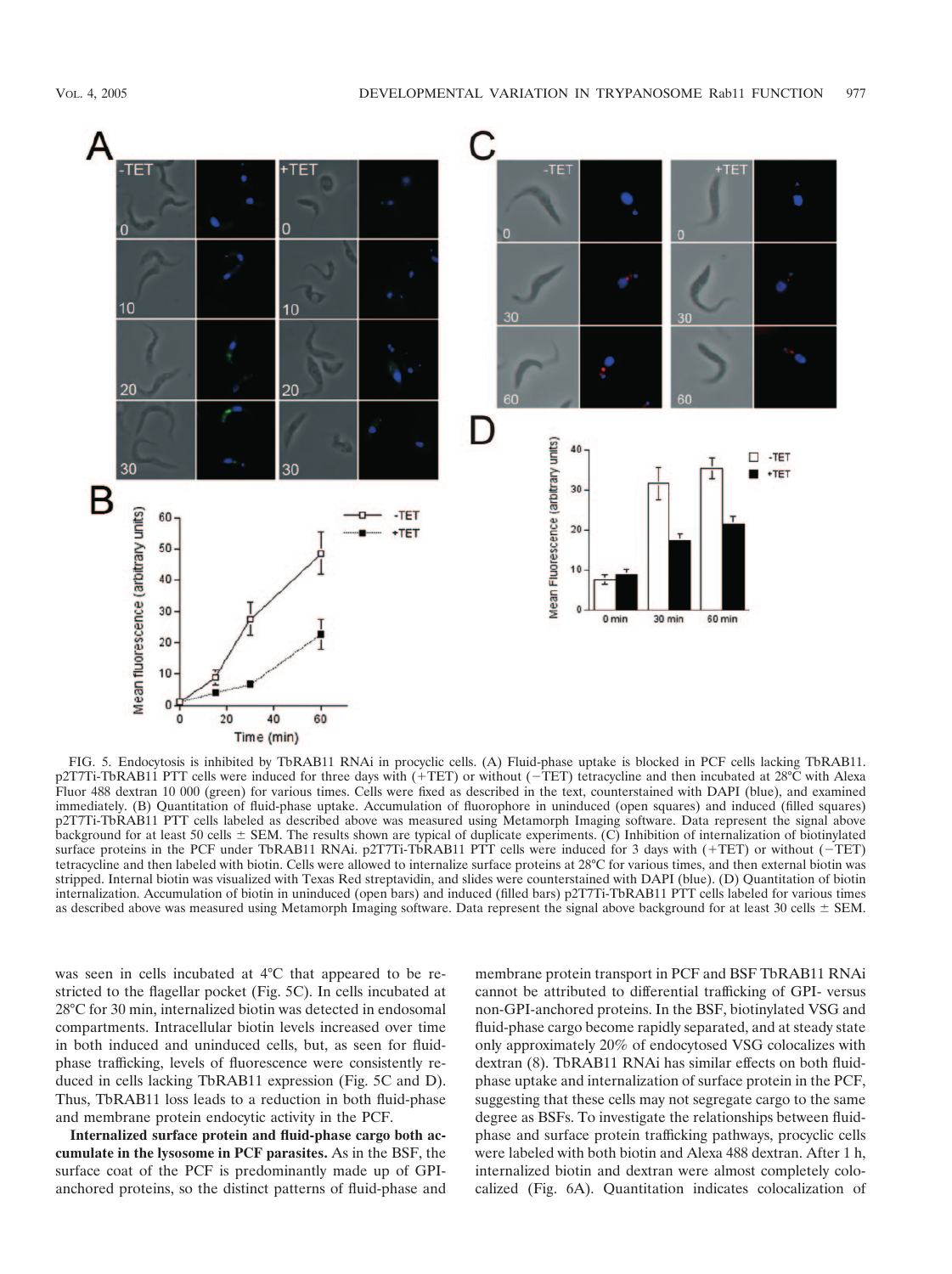FIG. 5. Endocytosis is inhibited by TbRAB11 RNAi in procyclic cells. (A) Fluid-phase uptake is blocked in PCF cells lacking TbRAB11. p2T7Ti-TbRAB11 PTT cells were induced for three days with (+TET) or without (−TET) tetracycline and then incubated at 28°C with Alexa Fluor 488 dextran 10 000 (green) for various times. Cells were fixed as described in the text, counterstained with DAPI (blue), and examined immediately. (B) Quantitation of fluid-phase uptake. Accumulation of fluorophore in uninduced (open squares) and induced (filled squares) p2T7Ti-TbRAB11 PTT cells labeled as described above was measured using Metamorph Imaging software. Data represent the signal above background for at least 50 cells ± SEM. The results shown are typical of duplicate experiments. (C) Inhibition of internalization of biotinylated surface proteins in the PCF under TbRAB11 RNAi. p2T7Ti-TbRAB11 PTT cells were induced for 3 days with (+TET) or without (−TET) tetracycline and then labeled with biotin. Cells were allowed to internalize surface proteins at 28°C for various times, and then external biotin was stripped. Internal biotin was visualized with Texas Red streptavidin, and slides were counterstained with DAPI (blue). (D) Quantitation of biotin internalization. Accumulation of biotin in uninduced (open bars) and induced (filled bars) p2T7Ti-TbRAB11 PTT cells labeled for various times as described above was measured using Metamorph Imaging software. Data represent the signal above background for at least 30 cells ± SEM.

was seen in cells incubated at 4°C that appeared to be restricted to the flagellar pocket (Fig. 5C). In cells incubated at 28°C for 30 min, internalized biotin was detected in endosomal compartments. Intracellular biotin levels increased over time in both induced and uninduced cells, but, as seen for fluid-phase trafficking, levels of fluorescence were consistently reduced in cells lacking TbRAB11 expression (Fig. 5C and D). Thus, TbRAB11 loss leads to a reduction in both fluid-phase and membrane protein endocytic activity in the PCF.

**Internalized surface protein and fluid-phase cargo both accumulate in the lysosome in PCF parasites.** As in the BSF, the surface coat of the PCF is predominantly made up of GPI-anchored proteins, so the distinct patterns of fluid-phase and membrane protein transport in PCF and BSF TbRAB11 RNAi cannot be attributed to differential trafficking of GPI- versus non-GPI-anchored proteins. In the BSF, biotinylated VSG and fluid-phase cargo become rapidly separated, and at steady state only approximately 20% of endocytosed VSG colocalizes with dextran (8). TbRAB11 RNAi has similar effects on both fluid-phase uptake and internalization of surface protein in the PCF, suggesting that these cells may not segregate cargo to the same degree as BSFs. To investigate the relationships between fluid-phase and surface protein trafficking pathways, procyclic cells were labeled with both biotin and Alexa 488 dextran. After 1 h, internalized biotin and dextran were almost completely colocalized (Fig. 6A). Quantitation indicates colocalization of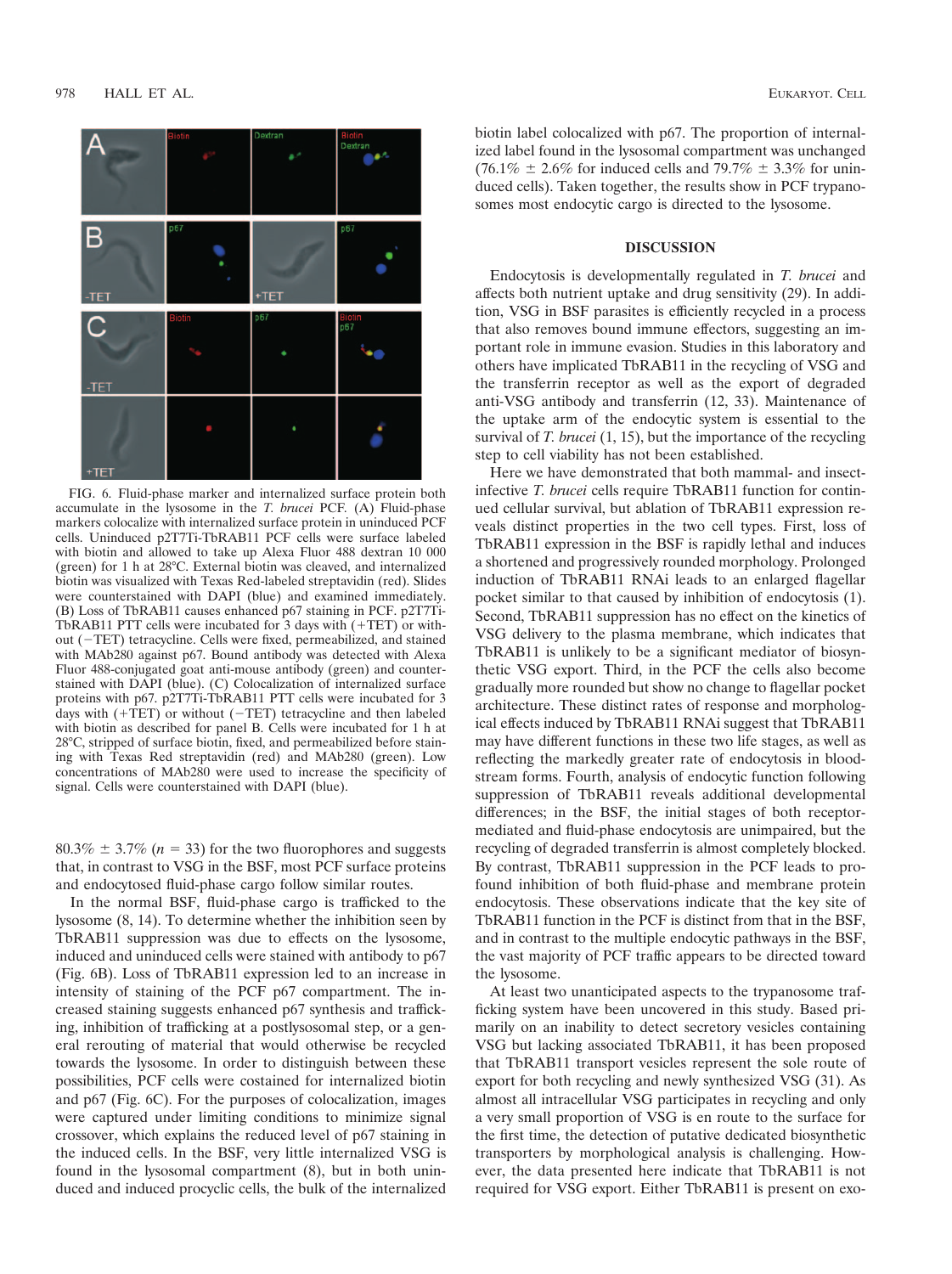FIG. 6. Fluid-phase marker and internalized surface protein both accumulate in the lysosome in the *T. brucei* PCF. (A) Fluid-phase markers colocalize with internalized surface protein in uninduced PCF cells. Uninduced p2T7Ti-TbRAB11 PCF cells were surface labeled with biotin and allowed to take up Alexa Fluor 488 dextran 10 000 (green) for 1 h at 28°C. External biotin was cleaved, and internalized biotin was visualized with Texas Red-labeled streptavidin (red). Slides were counterstained with DAPI (blue) and examined immediately. (B) Loss of TbRAB11 causes enhanced p67 staining in PCF. p2T7Ti-TbRAB11 PTT cells were incubated for 3 days with (+TET) or without (−TET) tetracycline. Cells were fixed, permeabilized, and stained with MAb280 against p67. Bound antibody was detected with Alexa Fluor 488-conjugated goat anti-mouse antibody (green) and counterstained with DAPI (blue). (C) Colocalization of internalized surface proteins with p67. p2T7Ti-TbRAB11 PTT cells were incubated for 3 days with (+TET) or without (−TET) tetracycline and then labeled with biotin as described for panel B. Cells were incubated for 1 h at 28°C, stripped of surface biotin, fixed, and permeabilized before staining with Texas Red streptavidin (red) and MAb280 (green). Low concentrations of MAb280 were used to increase the specificity of signal. Cells were counterstained with DAPI (blue).

80.3% ± 3.7% ($n$ = 33) for the two fluorophores and suggests that, in contrast to VSG in the BSF, most PCF surface proteins and endocytosed fluid-phase cargo follow similar routes.

In the normal BSF, fluid-phase cargo is trafficked to the lysosome (8, 14). To determine whether the inhibition seen by TbRAB11 suppression was due to effects on the lysosome, induced and uninduced cells were stained with antibody to p67 (Fig. 6B). Loss of TbRAB11 expression led to an increase in intensity of staining of the PCF p67 compartment. The increased staining suggests enhanced p67 synthesis and trafficking, inhibition of trafficking at a postlysosomal step, or a general rerouting of material that would otherwise be recycled towards the lysosome. In order to distinguish between these possibilities, PCF cells were costained for internalized biotin and p67 (Fig. 6C). For the purposes of colocalization, images were captured under limiting conditions to minimize signal crossover, which explains the reduced level of p67 staining in the induced cells. In the BSF, very little internalized VSG is found in the lysosomal compartment (8), but in both uninduced and induced procyclic cells, the bulk of the internalized biotin label colocalized with p67. The proportion of internalized label found in the lysosomal compartment was unchanged (76.1% ± 2.6% for induced cells and 79.7% ± 3.3% for uninduced cells). Taken together, the results show in PCF trypanosomes most endocytic cargo is directed to the lysosome.

## DISCUSSION

Endocytosis is developmentally regulated in *T. brucei* and affects both nutrient uptake and drug sensitivity (29). In addition, VSG in BSF parasites is efficiently recycled in a process that also removes bound immune effectors, suggesting an important role in immune evasion. Studies in this laboratory and others have implicated TbRAB11 in the recycling of VSG and the transferrin receptor as well as the export of degraded anti-VSG antibody and transferrin (12, 33). Maintenance of the uptake arm of the endocytic system is essential to the survival of *T. brucei* (1, 15), but the importance of the recycling step to cell viability has not been established.

Here we have demonstrated that both mammal- and insect-infective *T. brucei* cells require TbRAB11 function for continued cellular survival, but ablation of TbRAB11 expression reveals distinct properties in the two cell types. First, loss of TbRAB11 expression in the BSF is rapidly lethal and induces a shortened and progressively rounded morphology. Prolonged induction of TbRAB11 RNAi leads to an enlarged flagellar pocket similar to that caused by inhibition of endocytosis (1). Second, TbRAB11 suppression has no effect on the kinetics of VSG delivery to the plasma membrane, which indicates that TbRAB11 is unlikely to be a significant mediator of biosynthetic VSG export. Third, in the PCF the cells also become gradually more rounded but show no change to flagellar pocket architecture. These distinct rates of response and morphological effects induced by TbRAB11 RNAi suggest that TbRAB11 may have different functions in these two life stages, as well as reflecting the markedly greater rate of endocytosis in bloodstream forms. Fourth, analysis of endocytic function following suppression of TbRAB11 reveals additional developmental differences; in the BSF, the initial stages of both receptor-mediated and fluid-phase endocytosis are unimpaired, but the recycling of degraded transferrin is almost completely blocked. By contrast, TbRAB11 suppression in the PCF leads to profound inhibition of both fluid-phase and membrane protein endocytosis. These observations indicate that the key site of TbRAB11 function in the PCF is distinct from that in the BSF, and in contrast to the multiple endocytic pathways in the BSF, the vast majority of PCF traffic appears to be directed toward the lysosome.

At least two unanticipated aspects to the trypanosome trafficking system have been uncovered in this study. Based primarily on an inability to detect secretory vesicles containing VSG but lacking associated TbRAB11, it has been proposed that TbRAB11 transport vesicles represent the sole route of export for both recycling and newly synthesized VSG (31). As almost all intracellular VSG participates in recycling and only a very small proportion of VSG is en route to the surface for the first time, the detection of putative dedicated biosynthetic transporters by morphological analysis is challenging. However, the data presented here indicate that TbRAB11 is not required for VSG export. Either TbRAB11 is present on exo-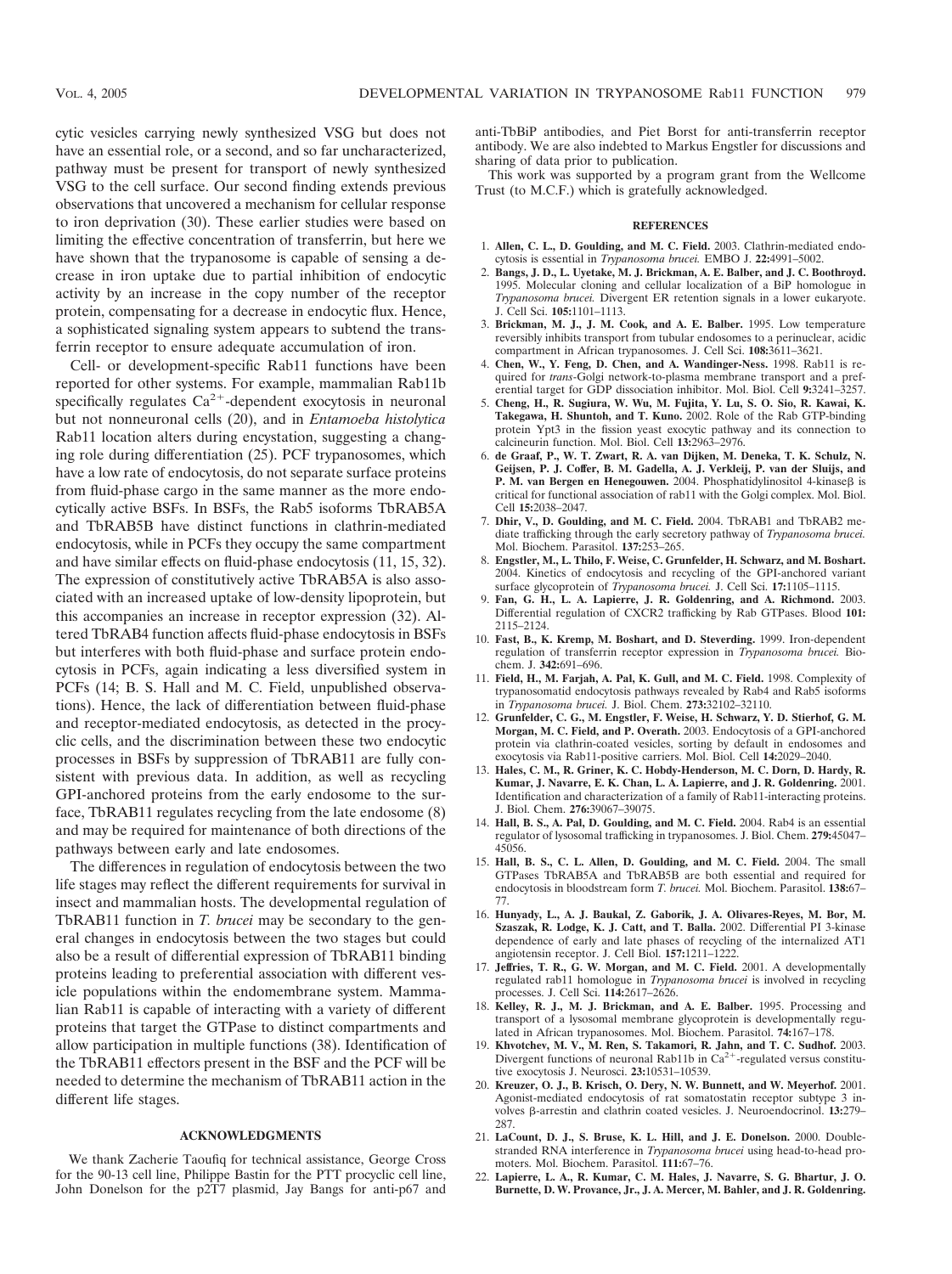cytic vesicles carrying newly synthesized VSG but does not have an essential role, or a second, and so far uncharacterized, pathway must be present for transport of newly synthesized VSG to the cell surface. Our second finding extends previous observations that uncovered a mechanism for cellular response to iron deprivation (30). These earlier studies were based on limiting the effective concentration of transferrin, but here we have shown that the trypanosome is capable of sensing a decrease in iron uptake due to partial inhibition of endocytic activity by an increase in the copy number of the receptor protein, compensating for a decrease in endocytic flux. Hence, a sophisticated signaling system appears to subtend the transferrin receptor to ensure adequate accumulation of iron.

Cell- or development-specific Rab11 functions have been reported for other systems. For example, mammalian Rab11b specifically regulates $Ca^{2+}$-dependent exocytosis in neuronal but not nonneuronal cells (20), and in *Entamoeba histolytica* Rab11 location alters during encystation, suggesting a changing role during differentiation (25). PCF trypanosomes, which have a low rate of endocytosis, do not separate surface proteins from fluid-phase cargo in the same manner as the more endocytically active BSFs. In BSFs, the Rab5 isoforms TbRAB5A and TbRAB5B have distinct functions in clathrin-mediated endocytosis, while in PCFs they occupy the same compartment and have similar effects on fluid-phase endocytosis (11, 15, 32). The expression of constitutively active TbRAB5A is also associated with an increased uptake of low-density lipoprotein, but this accompanies an increase in receptor expression (32). Altered TbRAB4 function affects fluid-phase endocytosis in BSFs but interferes with both fluid-phase and surface protein endocytosis in PCFs, again indicating a less diversified system in PCFs (14; B. S. Hall and M. C. Field, unpublished observations). Hence, the lack of differentiation between fluid-phase and receptor-mediated endocytosis, as detected in the procyclic cells, and the discrimination between these two endocytic processes in BSFs by suppression of TbRAB11 are fully consistent with previous data. In addition, as well as recycling GPI-anchored proteins from the early endosome to the surface, TbRAB11 regulates recycling from the late endosome (8) and may be required for maintenance of both directions of the pathways between early and late endosomes.

The differences in regulation of endocytosis between the two life stages may reflect the different requirements for survival in insect and mammalian hosts. The developmental regulation of TbRAB11 function in *T. brucei* may be secondary to the general changes in endocytosis between the two stages but could also be a result of differential expression of TbRAB11 binding proteins leading to preferential association with different vesicle populations within the endomembrane system. Mammalian Rab11 is capable of interacting with a variety of different proteins that target the GTPase to distinct compartments and allow participation in multiple functions (38). Identification of the TbRAB11 effectors present in the BSF and the PCF will be needed to determine the mechanism of TbRAB11 action in the different life stages.

## ACKNOWLEDGMENTS

We thank Zacherie Taoufiq for technical assistance, George Cross for the 90-13 cell line, Philippe Bastin for the PTT procyclic cell line, John Donelson for the p2T7 plasmid, Jay Bangs for anti-p67 and anti-TbBiP antibodies, and Piet Borst for anti-transferrin receptor antibody. We are also indebted to Markus Engstler for discussions and sharing of data prior to publication.

This work was supported by a program grant from the Wellcome Trust (to M.C.F.) which is gratefully acknowledged.

## REFERENCES

1. **Allen, C. L., D. Goulding, and M. C. Field.** 2003. Clathrin-mediated endocytosis is essential in *Trypanosoma brucei.* EMBO J. **22:**4991–5002.
2. **Bangs, J. D., L. Uyetake, M. J. Brickman, A. E. Balber, and J. C. Boothroyd.** 1995. Molecular cloning and cellular localization of a BiP homologue in *Trypanosoma brucei.* Divergent ER retention signals in a lower eukaryote. J. Cell Sci. **105:**1101–1113.
3. **Brickman, M. J., J. M. Cook, and A. E. Balber.** 1995. Low temperature reversibly inhibits transport from tubular endosomes to a perinuclear, acidic compartment in African trypanosomes. J. Cell Sci. **108:**3611–3621.
4. **Chen, W., Y. Feng, D. Chen, and A. Wandinger-Ness.** 1998. Rab11 is required for *trans*-Golgi network-to-plasma membrane transport and a preferential target for GDP dissociation inhibitor. Mol. Biol. Cell **9:**3241–3257.
5. **Cheng, H., R. Sugiura, W. Wu, M. Fujita, Y. Lu, S. O. Sio, R. Kawai, K. Takegawa, H. Shuntoh, and T. Kuno.** 2002. Role of the Rab GTP-binding protein Ypt3 in the fission yeast exocytic pathway and its connection to calcineurin function. Mol. Biol. Cell **13:**2963–2976.
6. **de Graaf, P., W. T. Zwart, R. A. van Dijken, M. Deneka, T. K. Schulz, N. Geijsen, P. J. Coffer, B. M. Gadella, A. J. Verkleij, P. van der Sluijs, and P. M. van Bergen en Henegouwen.** 2004. Phosphatidylinositol 4-kinaseβ is critical for functional association of rab11 with the Golgi complex. Mol. Biol. Cell **15:**2038–2047.
7. **Dhir, V., D. Goulding, and M. C. Field.** 2004. TbRAB1 and TbRAB2 mediate trafficking through the early secretory pathway of *Trypanosoma brucei.* Mol. Biochem. Parasitol. **137:**253–265.
8. **Engstler, M., L. Thilo, F. Weise, C. Grunfelder, H. Schwarz, and M. Boshart.** 2004. Kinetics of endocytosis and recycling of the GPI-anchored variant surface glycoprotein of *Trypanosoma brucei.* J. Cell Sci. **17:**1105–1115.
9. **Fan, G. H., L. A. Lapierre, J. R. Goldenring, and A. Richmond.** 2003. Differential regulation of CXCR2 trafficking by Rab GTPases. Blood **101:** 2115–2124.
10. **Fast, B., K. Kremp, M. Boshart, and D. Steverding.** 1999. Iron-dependent regulation of transferrin receptor expression in *Trypanosoma brucei.* Biochem. J. **342:**691–696.
11. **Field, H., M. Farjah, A. Pal, K. Gull, and M. C. Field.** 1998. Complexity of trypanosomatid endocytosis pathways revealed by Rab4 and Rab5 isoforms in *Trypanosoma brucei.* J. Biol. Chem. **273:**32102–32110.
12. **Grunfelder, C. G., M. Engstler, F. Weise, H. Schwarz, Y. D. Stierhof, G. M. Morgan, M. C. Field, and P. Overath.** 2003. Endocytosis of a GPI-anchored protein via clathrin-coated vesicles, sorting by default in endosomes and exocytosis via Rab11-positive carriers. Mol. Biol. Cell **14:**2029–2040.
13. **Hales, C. M., R. Griner, K. C. Hobdy-Henderson, M. C. Dorn, D. Hardy, R. Kumar, J. Navarre, E. K. Chan, L. A. Lapierre, and J. R. Goldenring.** 2001. Identification and characterization of a family of Rab11-interacting proteins. J. Biol. Chem. **276:**39067–39075.
14. **Hall, B. S., A. Pal, D. Goulding, and M. C. Field.** 2004. Rab4 is an essential regulator of lysosomal trafficking in trypanosomes. J. Biol. Chem. **279:**45047–45056.
15. **Hall, B. S., C. L. Allen, D. Goulding, and M. C. Field.** 2004. The small GTPases TbRAB5A and TbRAB5B are both essential and required for endocytosis in bloodstream form *T. brucei.* Mol. Biochem. Parasitol. **138:**67–77.
16. **Hunyady, L., A. J. Baukal, Z. Gaborik, J. A. Olivares-Reyes, M. Bor, M. Szaszak, R. Lodge, K. J. Catt, and T. Balla.** 2002. Differential PI 3-kinase dependence of early and late phases of recycling of the internalized AT1 angiotensin receptor. J. Cell Biol. **157:**1211–1222.
17. **Jeffries, T. R., G. W. Morgan, and M. C. Field.** 2001. A developmentally regulated rab11 homologue in *Trypanosoma brucei* is involved in recycling processes. J. Cell Sci. **114:**2617–2626.
18. **Kelley, R. J., M. J. Brickman, and A. E. Balber.** 1995. Processing and transport of a lysosomal membrane glycoprotein is developmentally regulated in African trypanosomes. Mol. Biochem. Parasitol. **74:**167–178.
19. **Khvotchev, M. V., M. Ren, S. Takamori, R. Jahn, and T. C. Sudhof.** 2003. Divergent functions of neuronal Rab11b in $Ca^{2+}$-regulated versus constitutive exocytosis J. Neurosci. **23:**10531–10539.
20. **Kreuzer, O. J., B. Krisch, O. Dery, N. W. Bunnett, and W. Meyerhof.** 2001. Agonist-mediated endocytosis of rat somatostatin receptor subtype 3 involves β-arrestin and clathrin coated vesicles. J. Neuroendocrinol. **13:**279–287.
21. **LaCount, D. J., S. Bruse, K. L. Hill, and J. E. Donelson.** 2000. Double-stranded RNA interference in *Trypanosoma brucei* using head-to-head promoters. Mol. Biochem. Parasitol. **111:**67–76.
22. **Lapierre, L. A., R. Kumar, C. M. Hales, J. Navarre, S. G. Bhartur, J. O. Burnette, D. W. Provance, Jr., J. A. Mercer, M. Bahler, and J. R. Goldenring.**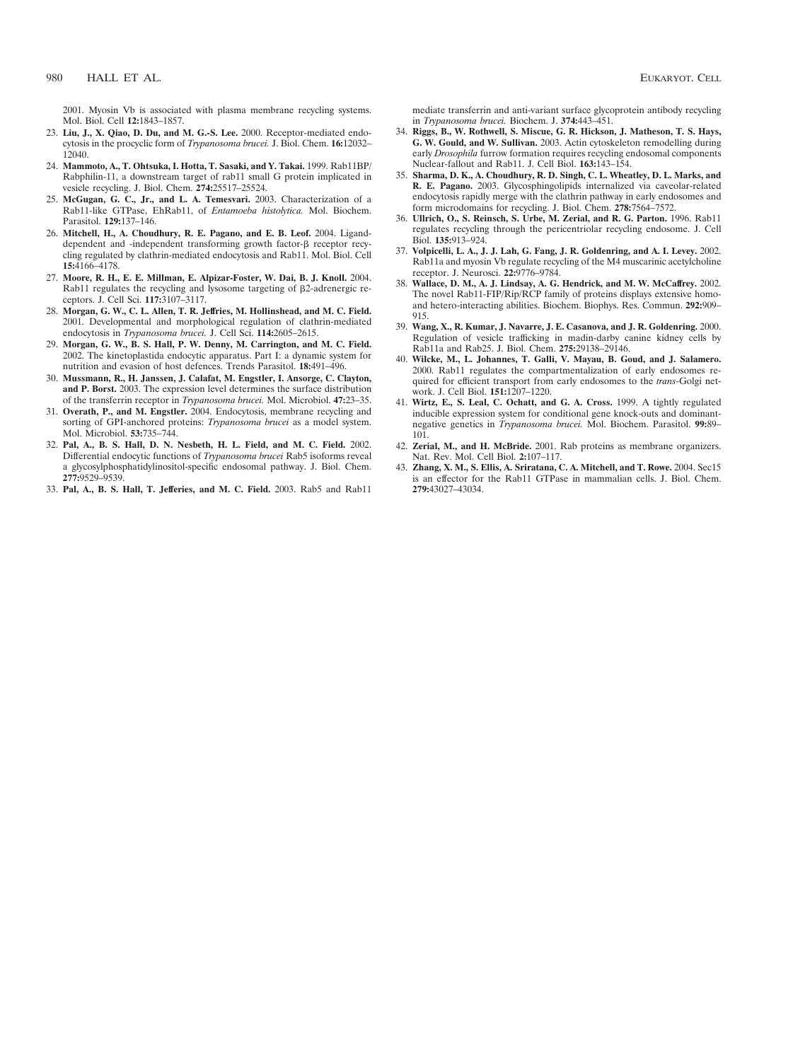2001. Myosin Vb is associated with plasma membrane recycling systems. Mol. Biol. Cell **12:**1843–1857.

23. **Liu, J., X. Qiao, D. Du, and M. G.-S. Lee.** 2000. Receptor-mediated endocytosis in the procyclic form of *Trypanosoma brucei.* J. Biol. Chem. **16:**12032–12040.
24. **Mammoto, A., T. Ohtsuka, I. Hotta, T. Sasaki, and Y. Takai.** 1999. Rab11BP/Rabphilin-11, a downstream target of rab11 small G protein implicated in vesicle recycling. J. Biol. Chem. **274:**25517–25524.
25. **McGugan, G. C., Jr., and L. A. Temesvari.** 2003. Characterization of a Rab11-like GTPase, EhRab11, of *Entamoeba histolytica.* Mol. Biochem. Parasitol. **129:**137–146.
26. **Mitchell, H., A. Choudhury, R. E. Pagano, and E. B. Leof.** 2004. Ligand-dependent and -independent transforming growth factor-β receptor recycling regulated by clathrin-mediated endocytosis and Rab11. Mol. Biol. Cell **15:**4166–4178.
27. **Moore, R. H., E. E. Millman, E. Alpizar-Foster, W. Dai, B. J. Knoll.** 2004. Rab11 regulates the recycling and lysosome targeting of β2-adrenergic receptors. J. Cell Sci. **117:**3107–3117.
28. **Morgan, G. W., C. L. Allen, T. R. Jeffries, M. Hollinshead, and M. C. Field.** 2001. Developmental and morphological regulation of clathrin-mediated endocytosis in *Trypanosoma brucei.* J. Cell Sci. **114:**2605–2615.
29. **Morgan, G. W., B. S. Hall, P. W. Denny, M. Carrington, and M. C. Field.** 2002. The kinetoplastida endocytic apparatus. Part I: a dynamic system for nutrition and evasion of host defences. Trends Parasitol. **18:**491–496.
30. **Mussmann, R., H. Janssen, J. Calafat, M. Engstler, I. Ansorge, C. Clayton, and P. Borst.** 2003. The expression level determines the surface distribution of the transferrin receptor in *Trypanosoma brucei.* Mol. Microbiol. **47:**23–35.
31. **Overath, P., and M. Engstler.** 2004. Endocytosis, membrane recycling and sorting of GPI-anchored proteins: *Trypanosoma brucei* as a model system. Mol. Microbiol. **53:**735–744.
32. **Pal, A., B. S. Hall, D. N. Nesbeth, H. L. Field, and M. C. Field.** 2002. Differential endocytic functions of *Trypanosoma brucei* Rab5 isoforms reveal a glycosylphosphatidylinositol-specific endosomal pathway. J. Biol. Chem. **277:**9529–9539.
33. **Pal, A., B. S. Hall, T. Jefferies, and M. C. Field.** 2003. Rab5 and Rab11 mediate transferrin and anti-variant surface glycoprotein antibody recycling in *Trypanosoma brucei.* Biochem. J. **374:**443–451.
34. **Riggs, B., W. Rothwell, S. Miscue, G. R. Hickson, J. Matheson, T. S. Hays, G. W. Gould, and W. Sullivan.** 2003. Actin cytoskeleton remodelling during early *Drosophila* furrow formation requires recycling endosomal components Nuclear-fallout and Rab11. J. Cell Biol. **163:**143–154.
35. **Sharma, D. K., A. Choudhury, R. D. Singh, C. L. Wheatley, D. L. Marks, and R. E. Pagano.** 2003. Glycosphingolipids internalized via caveolar-related endocytosis rapidly merge with the clathrin pathway in early endosomes and form microdomains for recycling. J. Biol. Chem. **278:**7564–7572.
36. **Ullrich, O., S. Reinsch, S. Urbe, M. Zerial, and R. G. Parton.** 1996. Rab11 regulates recycling through the pericentriolar recycling endosome. J. Cell Biol. **135:**913–924.
37. **Volpicelli, L. A., J. J. Lah, G. Fang, J. R. Goldenring, and A. I. Levey.** 2002. Rab11a and myosin Vb regulate recycling of the M4 muscarinic acetylcholine receptor. J. Neurosci. **22:**9776–9784.
38. **Wallace, D. M., A. J. Lindsay, A. G. Hendrick, and M. W. McCaffrey.** 2002. The novel Rab11-FIP/Rip/RCP family of proteins displays extensive homo- and hetero-interacting abilities. Biochem. Biophys. Res. Commun. **292:**909–915.
39. **Wang, X., R. Kumar, J. Navarre, J. E. Casanova, and J. R. Goldenring.** 2000. Regulation of vesicle trafficking in madin-darby canine kidney cells by Rab11a and Rab25. J. Biol. Chem. **275:**29138–29146.
40. **Wilcke, M., L. Johannes, T. Galli, V. Mayau, B. Goud, and J. Salamero.** 2000. Rab11 regulates the compartmentalization of early endosomes required for efficient transport from early endosomes to the *trans*-Golgi network. J. Cell Biol. **151:**1207–1220.
41. **Wirtz, E., S. Leal, C. Ochatt, and G. A. Cross.** 1999. A tightly regulated inducible expression system for conditional gene knock-outs and dominant-negative genetics in *Trypanosoma brucei.* Mol. Biochem. Parasitol. **99:**89–101.
42. **Zerial, M., and H. McBride.** 2001. Rab proteins as membrane organizers. Nat. Rev. Mol. Cell Biol. **2:**107–117.
43. **Zhang, X. M., S. Ellis, A. Sriratana, C. A. Mitchell, and T. Rowe.** 2004. Sec15 is an effector for the Rab11 GTPase in mammalian cells. J. Biol. Chem. **279:**43027–43034.